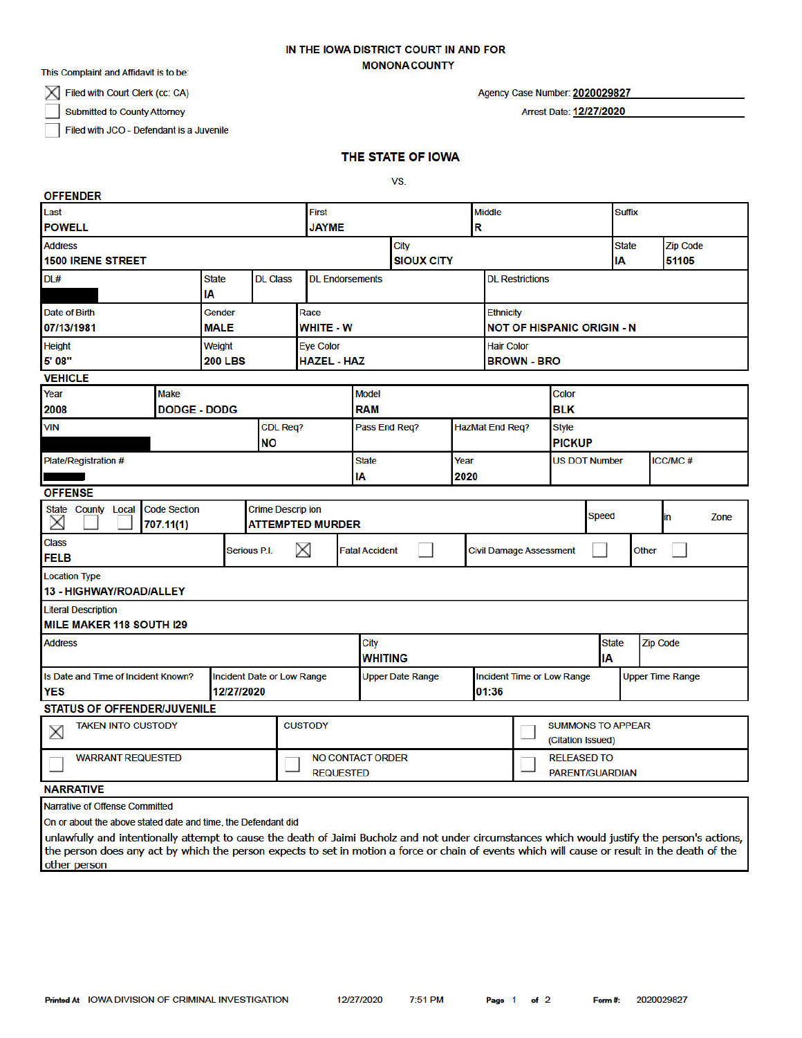# IN THE IOWA DISTRICT COURT IN AND FOR MONONA COUNTY

This Complaint and Affidavit is to be:

- [x] Filed with Court Clerk (cc: CA)
- [ ] Submitted to County Attorney
- [ ] Filed with JCO - Defendant is a Juvenile

Agency Case Number: **2020029827**

Arrest Date: **12/27/2020**

## THE STATE OF IOWA

VS.

### OFFENDER

| Last | First | Middle | Suffix |
|---|---|---|---|
| POWELL | JAYME | R | |

| Address | City | State | Zip Code |
|---|---|---|---|
| 1500 IRENE STREET | SIOUX CITY | IA | 51105 |

| DL# | State | DL Class | DL Endorsements | DL Restrictions |
|---|---|---|---|---|
| [REDACTED] | IA | | | |

| Date of Birth | Gender | Race | Ethnicity |
|---|---|---|---|
| 07/13/1981 | MALE | WHITE - W | NOT OF HISPANIC ORIGIN - N |

| Height | Weight | Eye Color | Hair Color |
|---|---|---|---|
| 5' 08" | 200 LBS | HAZEL - HAZ | BROWN - BRO |

### VEHICLE

| Year | Make | Model | Color |
|---|---|---|---|
| 2008 | DODGE - DODG | RAM | BLK |

| VIN | CDL Req? | Pass End Req? | HazMat End Req? | Style |
|---|---|---|---|---|
| [REDACTED] | NO | | | PICKUP |

| Plate/Registration # | State | Year | US DOT Number | ICC/MC # |
|---|---|---|---|---|
| [REDACTED] | IA | 2020 | | |

### OFFENSE

| State | County | Local | Code Section | Crime Description | Speed | in Zone |
|---|---|---|---|---|---|---|
| X | | | 707.11(1) | ATTEMPTED MURDER | | |

| Class | Serious P.I. | Fatal Accident | Civil Damage Assessment | Other |
|---|---|---|---|---|
| FELB | X | | | |

| Location Type |
|---|
| 13 - HIGHWAY/ROAD/ALLEY |

| Literal Description |
|---|
| MILE MAKER 118 SOUTH I29 |

| Address | City | State | Zip Code |
|---|---|---|---|
| | WHITING | IA | |

| Is Date and Time of Incident Known? | Incident Date or Low Range | Upper Date Range | Incident Time or Low Range | Upper Time Range |
|---|---|---|---|---|
| YES | 12/27/2020 | | 01:36 | |

### STATUS OF OFFENDER/JUVENILE

| | | |
|---|---|---|
| [x] TAKEN INTO CUSTODY | CUSTODY | [ ] SUMMONS TO APPEAR (Citation Issued) |
| [ ] WARRANT REQUESTED | [ ] NO CONTACT ORDER REQUESTED | [ ] RELEASED TO PARENT/GUARDIAN |

### NARRATIVE

Narrative of Offense Committed

On or about the above stated date and time, the Defendant did

unlawfully and intentionally attempt to cause the death of Jaimi Bucholz and not under circumstances which would justify the person's actions, the person does any act by which the person expects to set in motion a force or chain of events which will cause or result in the death of the other person

Printed At IOWA DIVISION OF CRIMINAL INVESTIGATION 12/27/2020 7:51 PM Form #: 2020029827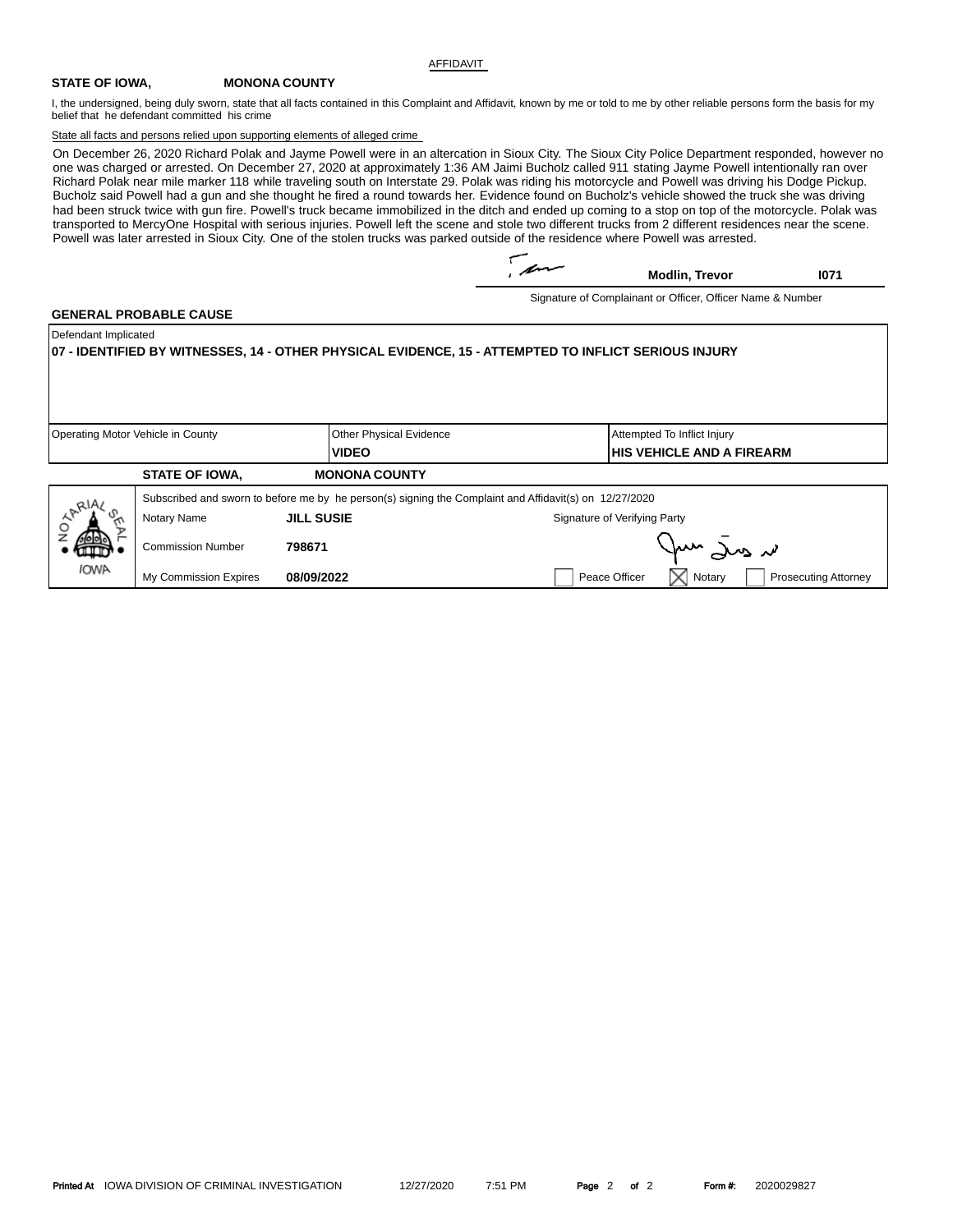AFFIDAVIT

**STATE OF IOWA,** **MONONA COUNTY**

I, the undersigned, being duly sworn, state that all facts contained in this Complaint and Affidavit, known by me or told to me by other reliable persons form the basis for my belief that he defendant committed his crime

State all facts and persons relied upon supporting elements of alleged crime

On December 26, 2020 Richard Polak and Jayme Powell were in an altercation in Sioux City. The Sioux City Police Department responded, however no one was charged or arrested. On December 27, 2020 at approximately 1:36 AM Jaimi Bucholz called 911 stating Jayme Powell intentionally ran over Richard Polak near mile marker 118 while traveling south on Interstate 29. Polak was riding his motorcycle and Powell was driving his Dodge Pickup. Bucholz said Powell had a gun and she thought he fired a round towards her. Evidence found on Bucholz's vehicle showed the truck she was driving had been struck twice with gun fire. Powell's truck became immobilized in the ditch and ended up coming to a stop on top of the motorcycle. Polak was transported to MercyOne Hospital with serious injuries. Powell left the scene and stole two different trucks from 2 different residences near the scene. Powell was later arrested in Sioux City. One of the stolen trucks was parked outside of the residence where Powell was arrested.

**Modlin, Trevor** **I071**

Signature of Complainant or Officer, Officer Name & Number

**GENERAL PROBABLE CAUSE**

Defendant Implicated

**07 - IDENTIFIED BY WITNESSES, 14 - OTHER PHYSICAL EVIDENCE, 15 - ATTEMPTED TO INFLICT SERIOUS INJURY**

| Operating Motor Vehicle in County | Other Physical Evidence | Attempted To Inflict Injury |
|---|---|---|
| | **VIDEO** | **HIS VEHICLE AND A FIREARM** |

**STATE OF IOWA,** **MONONA COUNTY**

Subscribed and sworn to before me by he person(s) signing the Complaint and Affidavit(s) on 12/27/2020

| | | | |
|---|---|---|---|
| Notary Name | **JILL SUSIE** | Signature of Verifying Party | |
| Commission Number | **798671** | | |
| My Commission Expires | **08/09/2022** | ☐ Peace Officer ☒ Notary ☐ Prosecuting Attorney | |

NOTARIAL SEAL IOWA

Printed At IOWA DIVISION OF CRIMINAL INVESTIGATION 12/27/2020 7:51 PM Form #: 2020029827